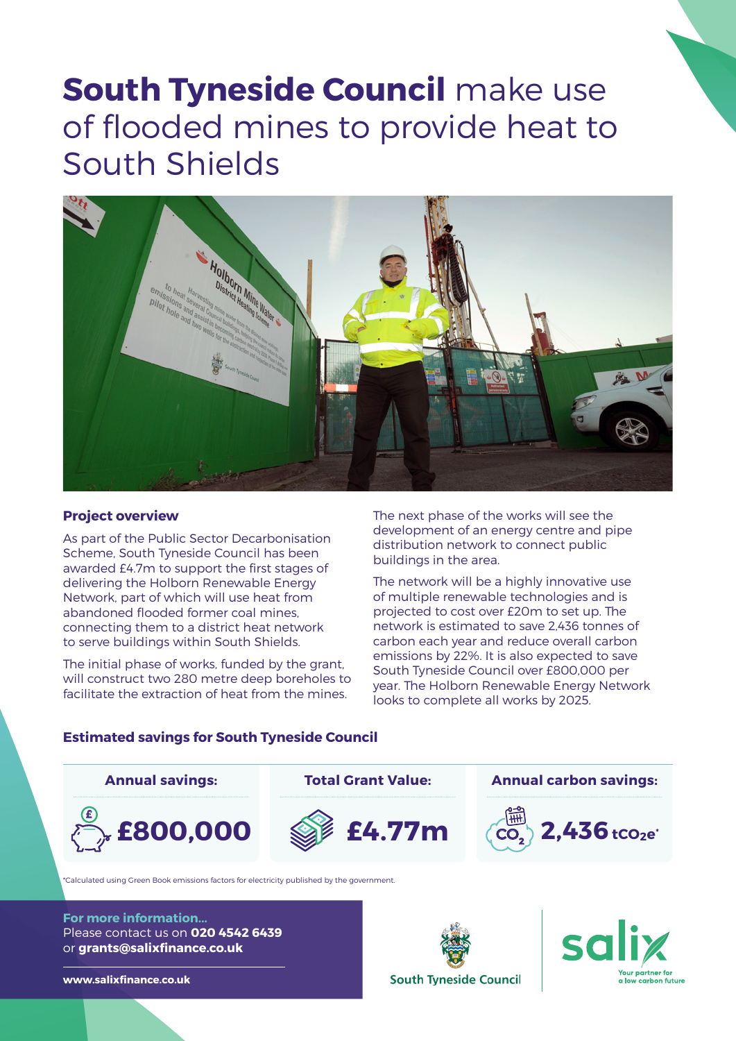# **South Tyneside Council** make use of flooded mines to provide heat to South Shields

## Project overview

As part of the Public Sector Decarbonisation Scheme, South Tyneside Council has been awarded £4.7m to support the first stages of delivering the Holborn Renewable Energy Network, part of which will use heat from abandoned flooded former coal mines, connecting them to a district heat network to serve buildings within South Shields.

The initial phase of works, funded by the grant, will construct two 280 metre deep boreholes to facilitate the extraction of heat from the mines.

The next phase of the works will see the development of an energy centre and pipe distribution network to connect public buildings in the area.

The network will be a highly innovative use of multiple renewable technologies and is projected to cost over £20m to set up. The network is estimated to save 2,436 tonnes of carbon each year and reduce overall carbon emissions by 22%. It is also expected to save South Tyneside Council over £800,000 per year. The Holborn Renewable Energy Network looks to complete all works by 2025.

## Estimated savings for South Tyneside Council

| Annual savings: | Total Grant Value: | Annual carbon savings: |
|---|---|---|
| **£800,000** | **£4.77m** | **2,436** $tCO_2e$* |

*Calculated using Green Book emissions factors for electricity published by the government.

**For more information...**
Please contact us on **020 4542 6439**
or **grants@salixfinance.co.uk**

**www.salixfinance.co.uk**

South Tyneside Council

salix — Your partner for a low carbon future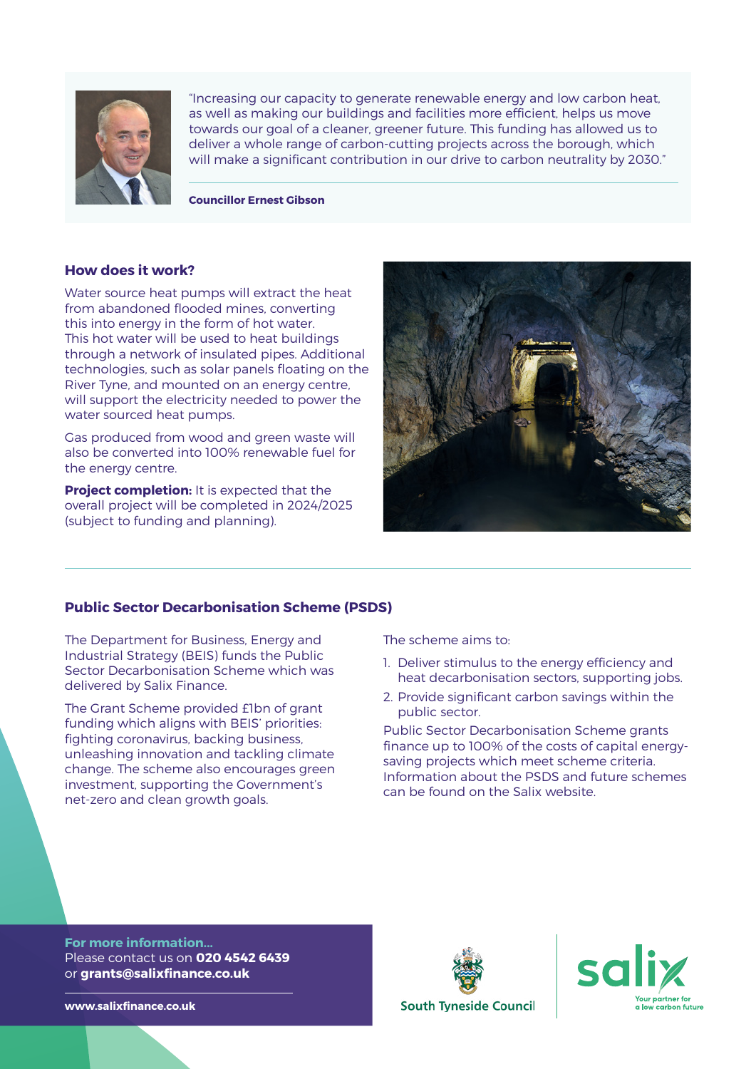"Increasing our capacity to generate renewable energy and low carbon heat, as well as making our buildings and facilities more efficient, helps us move towards our goal of a cleaner, greener future. This funding has allowed us to deliver a whole range of carbon-cutting projects across the borough, which will make a significant contribution in our drive to carbon neutrality by 2030."

**Councillor Ernest Gibson**

### How does it work?

Water source heat pumps will extract the heat from abandoned flooded mines, converting this into energy in the form of hot water. This hot water will be used to heat buildings through a network of insulated pipes. Additional technologies, such as solar panels floating on the River Tyne, and mounted on an energy centre, will support the electricity needed to power the water sourced heat pumps.

Gas produced from wood and green waste will also be converted into 100% renewable fuel for the energy centre.

**Project completion:** It is expected that the overall project will be completed in 2024/2025 (subject to funding and planning).

### Public Sector Decarbonisation Scheme (PSDS)

The Department for Business, Energy and Industrial Strategy (BEIS) funds the Public Sector Decarbonisation Scheme which was delivered by Salix Finance.

The Grant Scheme provided £1bn of grant funding which aligns with BEIS' priorities: fighting coronavirus, backing business, unleashing innovation and tackling climate change. The scheme also encourages green investment, supporting the Government's net-zero and clean growth goals.

The scheme aims to:

1. Deliver stimulus to the energy efficiency and heat decarbonisation sectors, supporting jobs.
2. Provide significant carbon savings within the public sector.

Public Sector Decarbonisation Scheme grants finance up to 100% of the costs of capital energy-saving projects which meet scheme criteria. Information about the PSDS and future schemes can be found on the Salix website.

**For more information...**
Please contact us on **020 4542 6439**
or **grants@salixfinance.co.uk**

**www.salixfinance.co.uk**

South Tyneside Council

salix
Your partner for a low carbon future